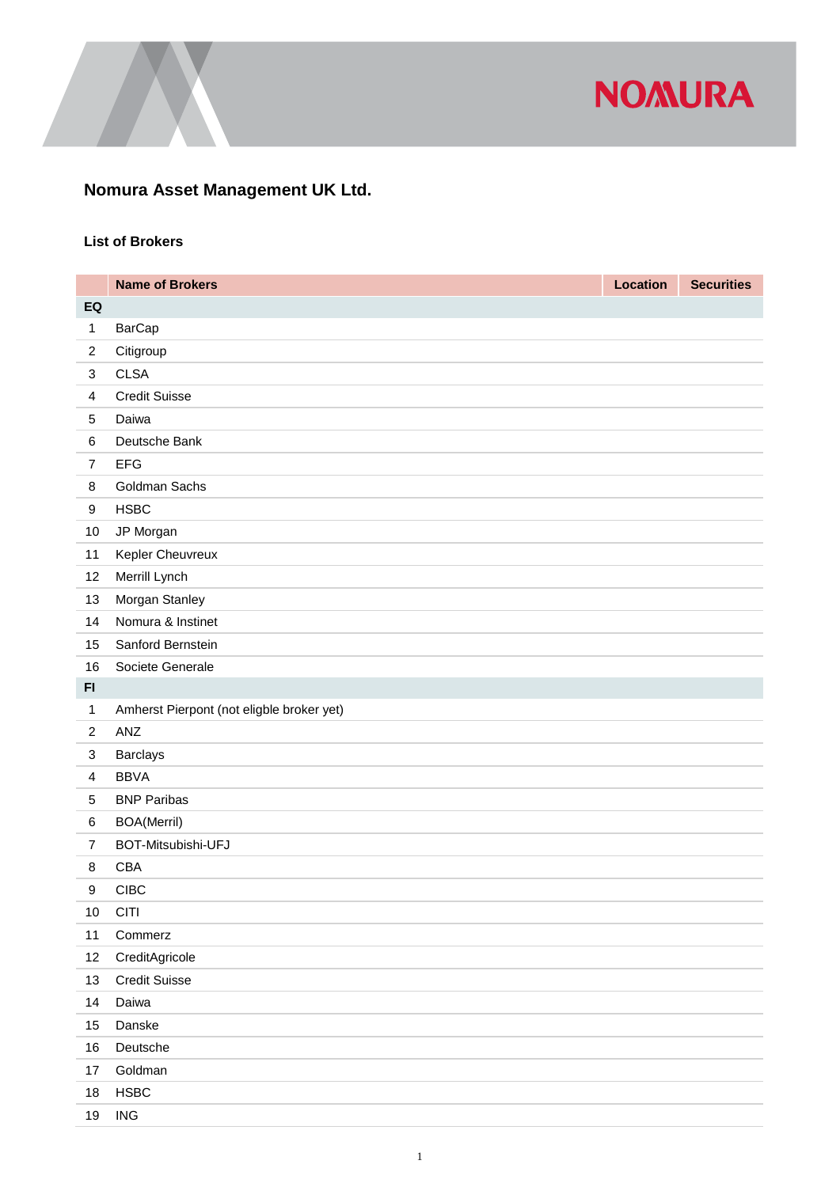# Nomura Asset Management UK Ltd.

### List of Brokers

| | Name of Brokers | Location | Securities |
|---|---|---|---|
| **EQ** | | | |
| 1 | BarCap | | |
| 2 | Citigroup | | |
| 3 | CLSA | | |
| 4 | Credit Suisse | | |
| 5 | Daiwa | | |
| 6 | Deutsche Bank | | |
| 7 | EFG | | |
| 8 | Goldman Sachs | | |
| 9 | HSBC | | |
| 10 | JP Morgan | | |
| 11 | Kepler Cheuvreux | | |
| 12 | Merrill Lynch | | |
| 13 | Morgan Stanley | | |
| 14 | Nomura & Instinet | | |
| 15 | Sanford Bernstein | | |
| 16 | Societe Generale | | |
| **FI** | | | |
| 1 | Amherst Pierpont (not eligble broker yet) | | |
| 2 | ANZ | | |
| 3 | Barclays | | |
| 4 | BBVA | | |
| 5 | BNP Paribas | | |
| 6 | BOA(Merril) | | |
| 7 | BOT-Mitsubishi-UFJ | | |
| 8 | CBA | | |
| 9 | CIBC | | |
| 10 | CITI | | |
| 11 | Commerz | | |
| 12 | CreditAgricole | | |
| 13 | Credit Suisse | | |
| 14 | Daiwa | | |
| 15 | Danske | | |
| 16 | Deutsche | | |
| 17 | Goldman | | |
| 18 | HSBC | | |
| 19 | ING | | |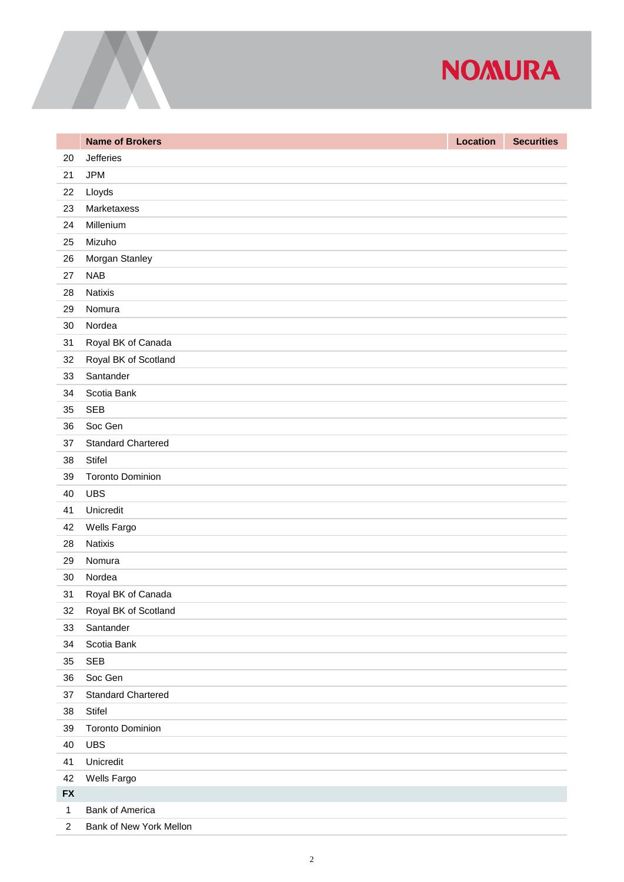|  | Name of Brokers | Location | Securities |
|---|---|---|---|
| 20 | Jefferies | | |
| 21 | JPM | | |
| 22 | Lloyds | | |
| 23 | Marketaxess | | |
| 24 | Millenium | | |
| 25 | Mizuho | | |
| 26 | Morgan Stanley | | |
| 27 | NAB | | |
| 28 | Natixis | | |
| 29 | Nomura | | |
| 30 | Nordea | | |
| 31 | Royal BK of Canada | | |
| 32 | Royal BK of Scotland | | |
| 33 | Santander | | |
| 34 | Scotia Bank | | |
| 35 | SEB | | |
| 36 | Soc Gen | | |
| 37 | Standard Chartered | | |
| 38 | Stifel | | |
| 39 | Toronto Dominion | | |
| 40 | UBS | | |
| 41 | Unicredit | | |
| 42 | Wells Fargo | | |
| 28 | Natixis | | |
| 29 | Nomura | | |
| 30 | Nordea | | |
| 31 | Royal BK of Canada | | |
| 32 | Royal BK of Scotland | | |
| 33 | Santander | | |
| 34 | Scotia Bank | | |
| 35 | SEB | | |
| 36 | Soc Gen | | |
| 37 | Standard Chartered | | |
| 38 | Stifel | | |
| 39 | Toronto Dominion | | |
| 40 | UBS | | |
| 41 | Unicredit | | |
| 42 | Wells Fargo | | |
| **FX** | | | |
| 1 | Bank of America | | |
| 2 | Bank of New York Mellon | | |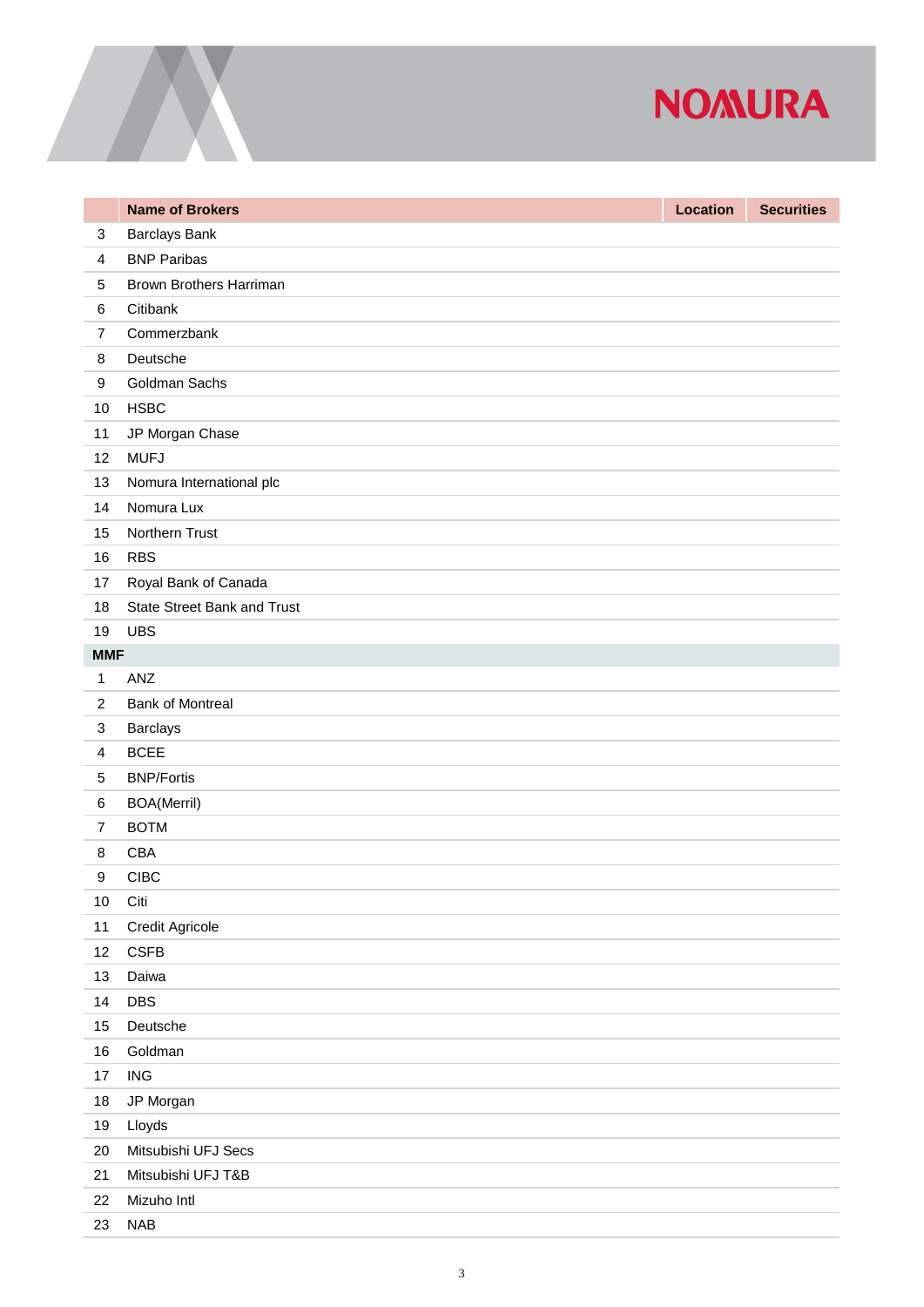| | Name of Brokers | Location | Securities |
|---|---|---|---|
| 3 | Barclays Bank | | |
| 4 | BNP Paribas | | |
| 5 | Brown Brothers Harriman | | |
| 6 | Citibank | | |
| 7 | Commerzbank | | |
| 8 | Deutsche | | |
| 9 | Goldman Sachs | | |
| 10 | HSBC | | |
| 11 | JP Morgan Chase | | |
| 12 | MUFJ | | |
| 13 | Nomura International plc | | |
| 14 | Nomura Lux | | |
| 15 | Northern Trust | | |
| 16 | RBS | | |
| 17 | Royal Bank of Canada | | |
| 18 | State Street Bank and Trust | | |
| 19 | UBS | | |
| **MMF** | | | |
| 1 | ANZ | | |
| 2 | Bank of Montreal | | |
| 3 | Barclays | | |
| 4 | BCEE | | |
| 5 | BNP/Fortis | | |
| 6 | BOA(Merril) | | |
| 7 | BOTM | | |
| 8 | CBA | | |
| 9 | CIBC | | |
| 10 | Citi | | |
| 11 | Credit Agricole | | |
| 12 | CSFB | | |
| 13 | Daiwa | | |
| 14 | DBS | | |
| 15 | Deutsche | | |
| 16 | Goldman | | |
| 17 | ING | | |
| 18 | JP Morgan | | |
| 19 | Lloyds | | |
| 20 | Mitsubishi UFJ Secs | | |
| 21 | Mitsubishi UFJ T&B | | |
| 22 | Mizuho Intl | | |
| 23 | NAB | | |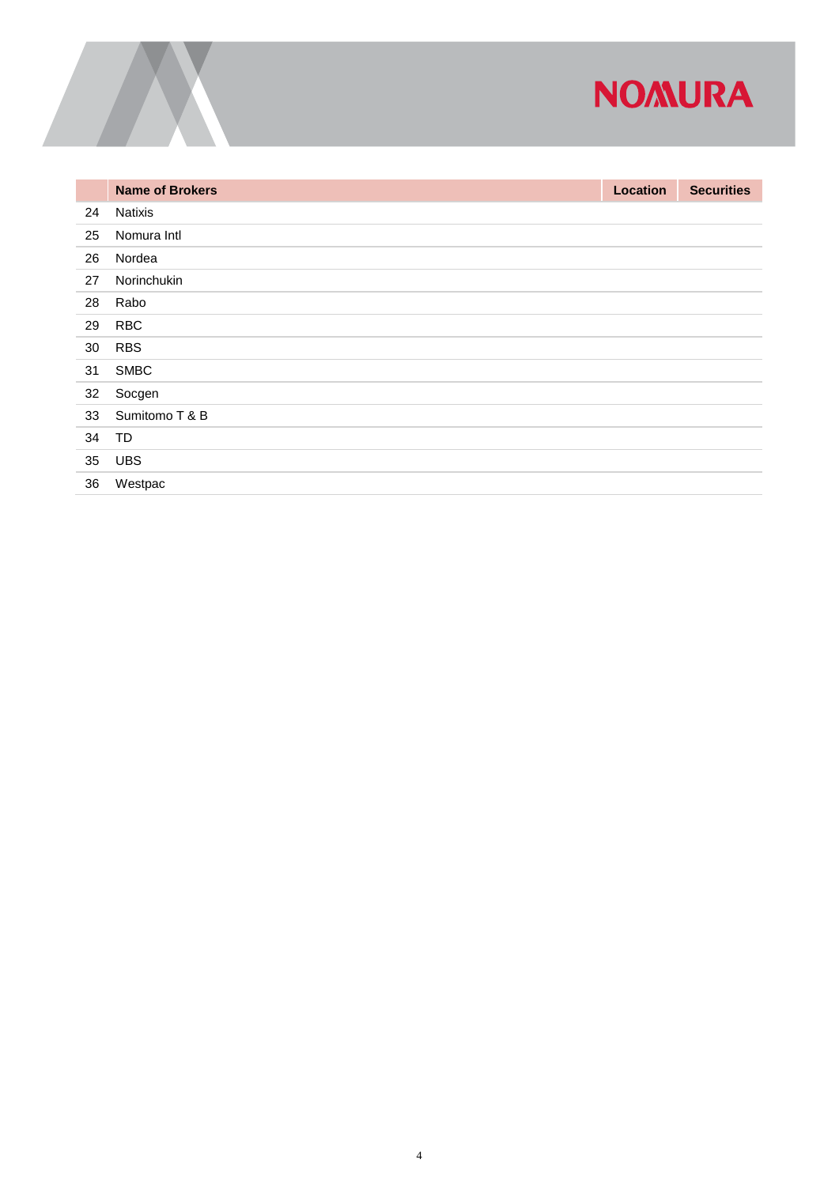| | Name of Brokers | Location | Securities |
|---|---|---|---|
| 24 | Natixis | | |
| 25 | Nomura Intl | | |
| 26 | Nordea | | |
| 27 | Norinchukin | | |
| 28 | Rabo | | |
| 29 | RBC | | |
| 30 | RBS | | |
| 31 | SMBC | | |
| 32 | Socgen | | |
| 33 | Sumitomo T & B | | |
| 34 | TD | | |
| 35 | UBS | | |
| 36 | Westpac | | |